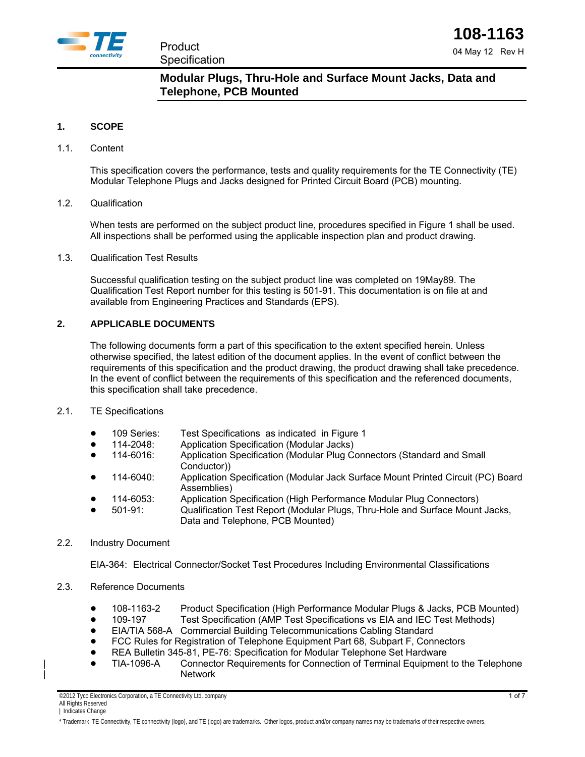**108-1163**

04 May 12 Rev H

Product Specification

# Modular Plugs, Thru-Hole and Surface Mount Jacks, Data and Telephone, PCB Mounted

## 1. SCOPE

### 1.1. Content

This specification covers the performance, tests and quality requirements for the TE Connectivity (TE) Modular Telephone Plugs and Jacks designed for Printed Circuit Board (PCB) mounting.

### 1.2. Qualification

When tests are performed on the subject product line, procedures specified in Figure 1 shall be used. All inspections shall be performed using the applicable inspection plan and product drawing.

### 1.3. Qualification Test Results

Successful qualification testing on the subject product line was completed on 19May89. The Qualification Test Report number for this testing is 501-91. This documentation is on file at and available from Engineering Practices and Standards (EPS).

## 2. APPLICABLE DOCUMENTS

The following documents form a part of this specification to the extent specified herein. Unless otherwise specified, the latest edition of the document applies. In the event of conflict between the requirements of this specification and the product drawing, the product drawing shall take precedence. In the event of conflict between the requirements of this specification and the referenced documents, this specification shall take precedence.

### 2.1. TE Specifications

- 109 Series: Test Specifications as indicated in Figure 1
- 114-2048: Application Specification (Modular Jacks)
- 114-6016: Application Specification (Modular Plug Connectors (Standard and Small Conductor))
- 114-6040: Application Specification (Modular Jack Surface Mount Printed Circuit (PC) Board Assemblies)
- 114-6053: Application Specification (High Performance Modular Plug Connectors)
- 501-91: Qualification Test Report (Modular Plugs, Thru-Hole and Surface Mount Jacks, Data and Telephone, PCB Mounted)

### 2.2. Industry Document

EIA-364: Electrical Connector/Socket Test Procedures Including Environmental Classifications

### 2.3. Reference Documents

- 108-1163-2 Product Specification (High Performance Modular Plugs & Jacks, PCB Mounted)
- 109-197 Test Specification (AMP Test Specifications vs EIA and IEC Test Methods)
- EIA/TIA 568-A Commercial Building Telecommunications Cabling Standard
- FCC Rules for Registration of Telephone Equipment Part 68, Subpart F, Connectors
- REA Bulletin 345-81, PE-76: Specification for Modular Telephone Set Hardware
- TIA-1096-A Connector Requirements for Connection of Terminal Equipment to the Telephone Network

©2012 Tyco Electronics Corporation, a TE Connectivity Ltd. company
All Rights Reserved
| Indicates Change

* Trademark TE Connectivity, TE connectivity (logo), and TE (logo) are trademarks. Other logos, product and/or company names may be trademarks of their respective owners.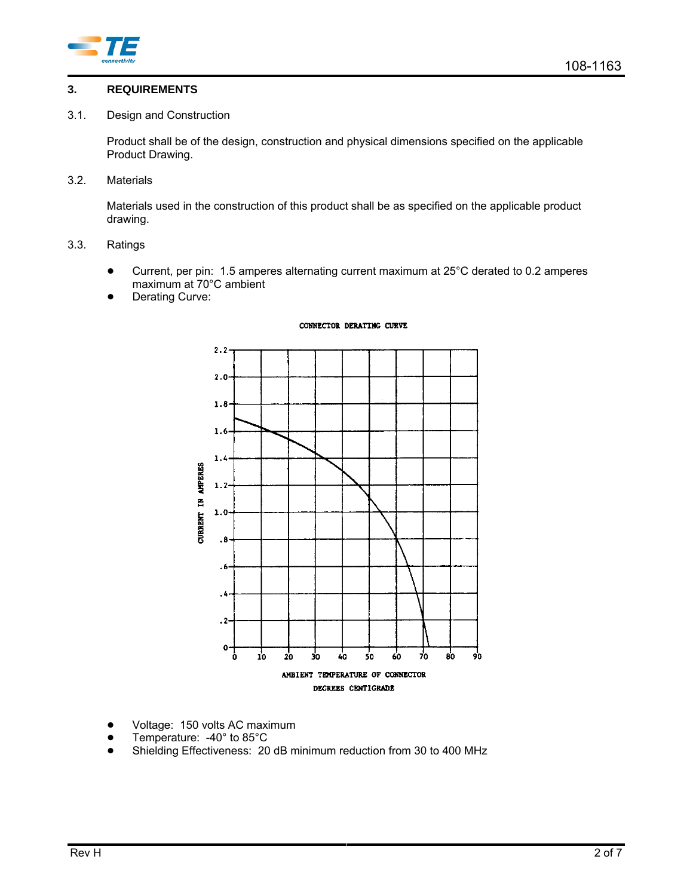## 3. REQUIREMENTS

### 3.1. Design and Construction

Product shall be of the design, construction and physical dimensions specified on the applicable Product Drawing.

### 3.2. Materials

Materials used in the construction of this product shall be as specified on the applicable product drawing.

### 3.3. Ratings

- Current, per pin: 1.5 amperes alternating current maximum at 25°C derated to 0.2 amperes maximum at 70°C ambient
- Derating Curve:

CONNECTOR DERATING CURVE

CURRENT IN AMPERES

AMBIENT TEMPERATURE OF CONNECTOR
DEGREES CENTIGRADE

- Voltage: 150 volts AC maximum
- Temperature: -40° to 85°C
- Shielding Effectiveness: 20 dB minimum reduction from 30 to 400 MHz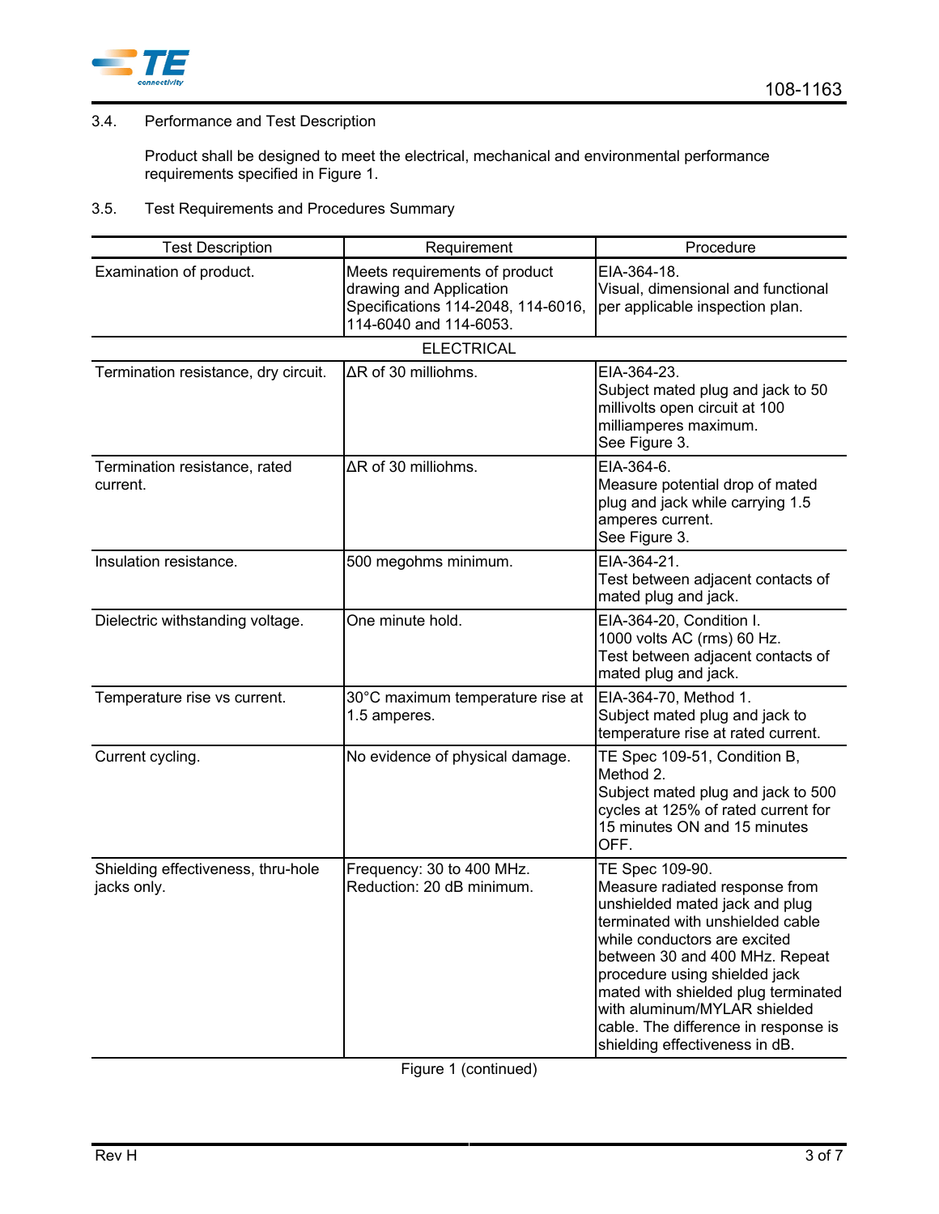3.4. Performance and Test Description

Product shall be designed to meet the electrical, mechanical and environmental performance requirements specified in Figure 1.

3.5. Test Requirements and Procedures Summary

| Test Description | Requirement | Procedure |
|---|---|---|
| Examination of product. | Meets requirements of product drawing and Application Specifications 114-2048, 114-6016, 114-6040 and 114-6053. | EIA-364-18. Visual, dimensional and functional per applicable inspection plan. |
| | ELECTRICAL | |
| Termination resistance, dry circuit. | ΔR of 30 milliohms. | EIA-364-23. Subject mated plug and jack to 50 millivolts open circuit at 100 milliamperes maximum. See Figure 3. |
| Termination resistance, rated current. | ΔR of 30 milliohms. | EIA-364-6. Measure potential drop of mated plug and jack while carrying 1.5 amperes current. See Figure 3. |
| Insulation resistance. | 500 megohms minimum. | EIA-364-21. Test between adjacent contacts of mated plug and jack. |
| Dielectric withstanding voltage. | One minute hold. | EIA-364-20, Condition I. 1000 volts AC (rms) 60 Hz. Test between adjacent contacts of mated plug and jack. |
| Temperature rise vs current. | 30°C maximum temperature rise at 1.5 amperes. | EIA-364-70, Method 1. Subject mated plug and jack to temperature rise at rated current. |
| Current cycling. | No evidence of physical damage. | TE Spec 109-51, Condition B, Method 2. Subject mated plug and jack to 500 cycles at 125% of rated current for 15 minutes ON and 15 minutes OFF. |
| Shielding effectiveness, thru-hole jacks only. | Frequency: 30 to 400 MHz. Reduction: 20 dB minimum. | TE Spec 109-90. Measure radiated response from unshielded mated jack and plug terminated with unshielded cable while conductors are excited between 30 and 400 MHz. Repeat procedure using shielded jack mated with shielded plug terminated with aluminum/MYLAR shielded cable. The difference in response is shielding effectiveness in dB. |

Figure 1 (continued)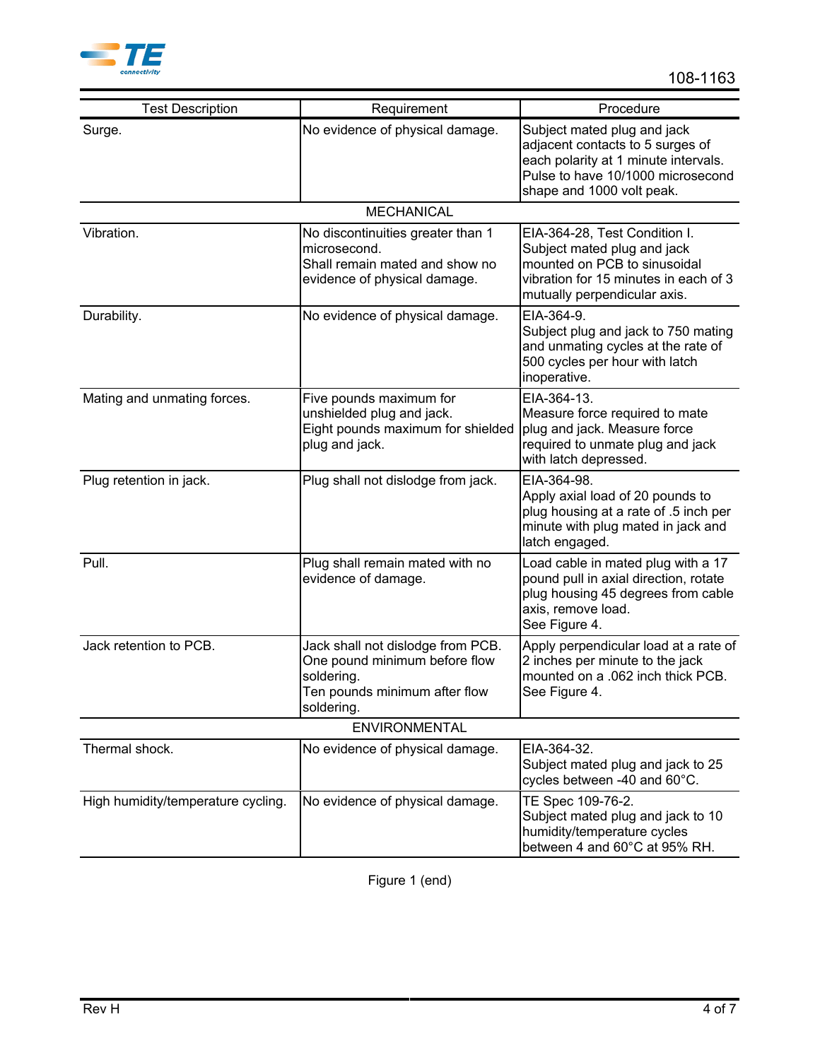| Test Description | Requirement | Procedure |
| --- | --- | --- |
| Surge. | No evidence of physical damage. | Subject mated plug and jack adjacent contacts to 5 surges of each polarity at 1 minute intervals. Pulse to have 10/1000 microsecond shape and 1000 volt peak. |
| | MECHANICAL | |
| Vibration. | No discontinuities greater than 1 microsecond.<br>Shall remain mated and show no evidence of physical damage. | EIA-364-28, Test Condition I.<br>Subject mated plug and jack mounted on PCB to sinusoidal vibration for 15 minutes in each of 3 mutually perpendicular axis. |
| Durability. | No evidence of physical damage. | EIA-364-9.<br>Subject plug and jack to 750 mating and unmating cycles at the rate of 500 cycles per hour with latch inoperative. |
| Mating and unmating forces. | Five pounds maximum for unshielded plug and jack.<br>Eight pounds maximum for shielded plug and jack. | EIA-364-13.<br>Measure force required to mate plug and jack. Measure force required to unmate plug and jack with latch depressed. |
| Plug retention in jack. | Plug shall not dislodge from jack. | EIA-364-98.<br>Apply axial load of 20 pounds to plug housing at a rate of .5 inch per minute with plug mated in jack and latch engaged. |
| Pull. | Plug shall remain mated with no evidence of damage. | Load cable in mated plug with a 17 pound pull in axial direction, rotate plug housing 45 degrees from cable axis, remove load.<br>See Figure 4. |
| Jack retention to PCB. | Jack shall not dislodge from PCB.<br>One pound minimum before flow soldering.<br>Ten pounds minimum after flow soldering. | Apply perpendicular load at a rate of 2 inches per minute to the jack mounted on a .062 inch thick PCB.<br>See Figure 4. |
| | ENVIRONMENTAL | |
| Thermal shock. | No evidence of physical damage. | EIA-364-32.<br>Subject mated plug and jack to 25 cycles between -40 and 60°C. |
| High humidity/temperature cycling. | No evidence of physical damage. | TE Spec 109-76-2.<br>Subject mated plug and jack to 10 humidity/temperature cycles between 4 and 60°C at 95% RH. |

Figure 1 (end)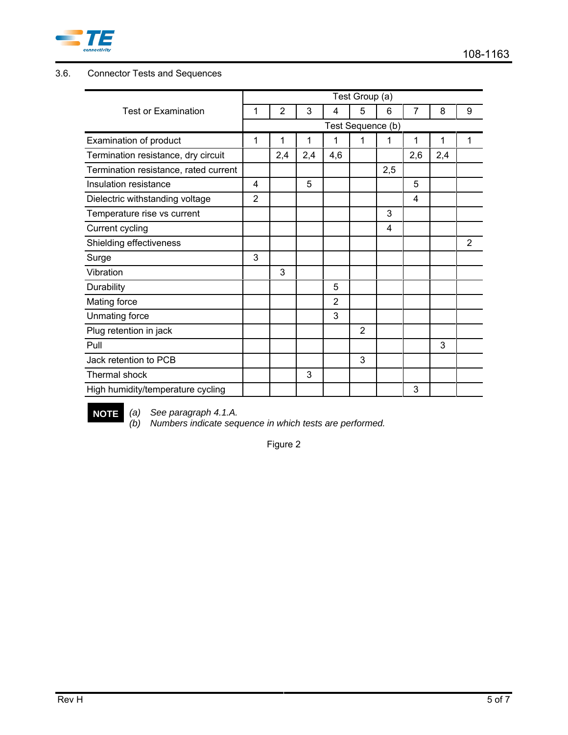3.6. Connector Tests and Sequences

| Test or Examination | Test Group (a) | | | | | | | | |
|---|---|---|---|---|---|---|---|---|---|
| | 1 | 2 | 3 | 4 | 5 | 6 | 7 | 8 | 9 |
| | Test Sequence (b) | | | | | | | | |
| Examination of product | 1 | 1 | 1 | 1 | 1 | 1 | 1 | 1 | 1 |
| Termination resistance, dry circuit | | 2,4 | 2,4 | 4,6 | | | 2,6 | 2,4 | |
| Termination resistance, rated current | | | | | | 2,5 | | | |
| Insulation resistance | 4 | | 5 | | | | 5 | | |
| Dielectric withstanding voltage | 2 | | | | | | 4 | | |
| Temperature rise vs current | | | | | | 3 | | | |
| Current cycling | | | | | | 4 | | | |
| Shielding effectiveness | | | | | | | | | 2 |
| Surge | 3 | | | | | | | | |
| Vibration | | 3 | | | | | | | |
| Durability | | | | 5 | | | | | |
| Mating force | | | | 2 | | | | | |
| Unmating force | | | | 3 | | | | | |
| Plug retention in jack | | | | | 2 | | | | |
| Pull | | | | | | | | 3 | |
| Jack retention to PCB | | | | | 3 | | | | |
| Thermal shock | | | 3 | | | | | | |
| High humidity/temperature cycling | | | | | | | 3 | | |

**NOTE**

*(a) See paragraph 4.1.A.*
*(b) Numbers indicate sequence in which tests are performed.*

Figure 2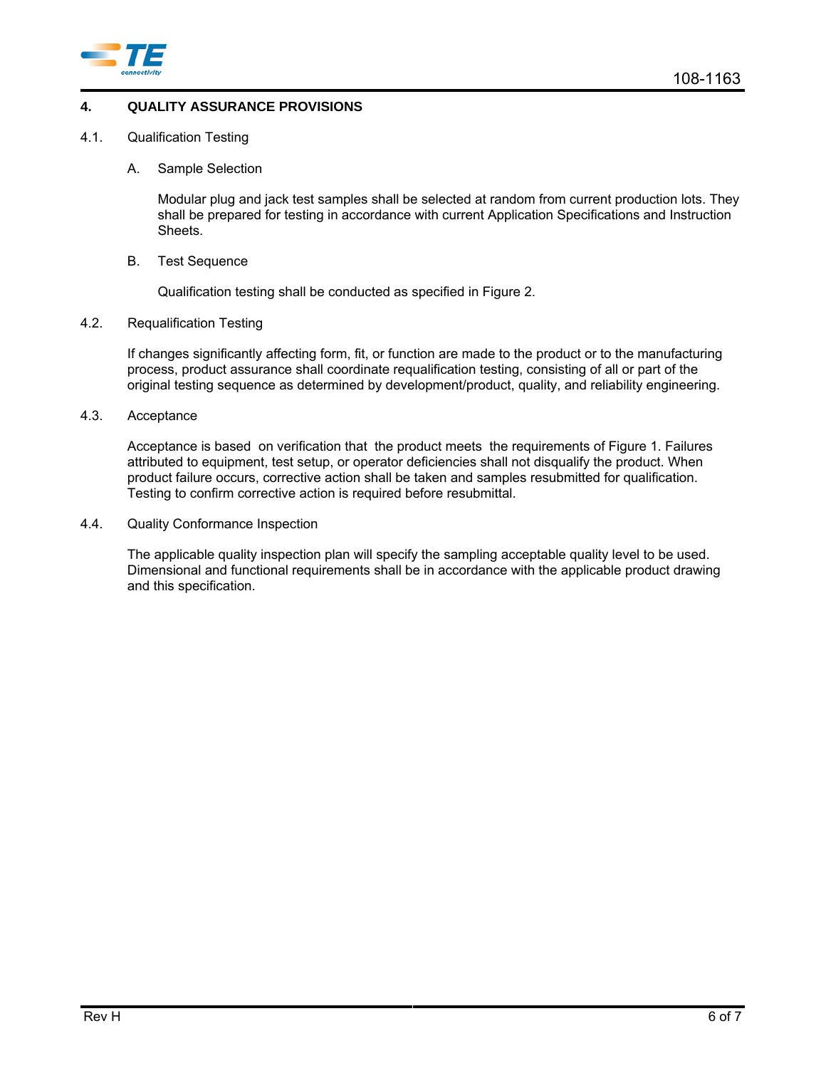# 4. QUALITY ASSURANCE PROVISIONS

## 4.1. Qualification Testing

### A. Sample Selection

Modular plug and jack test samples shall be selected at random from current production lots. They shall be prepared for testing in accordance with current Application Specifications and Instruction Sheets.

### B. Test Sequence

Qualification testing shall be conducted as specified in Figure 2.

## 4.2. Requalification Testing

If changes significantly affecting form, fit, or function are made to the product or to the manufacturing process, product assurance shall coordinate requalification testing, consisting of all or part of the original testing sequence as determined by development/product, quality, and reliability engineering.

## 4.3. Acceptance

Acceptance is based on verification that the product meets the requirements of Figure 1. Failures attributed to equipment, test setup, or operator deficiencies shall not disqualify the product. When product failure occurs, corrective action shall be taken and samples resubmitted for qualification. Testing to confirm corrective action is required before resubmittal.

## 4.4. Quality Conformance Inspection

The applicable quality inspection plan will specify the sampling acceptable quality level to be used. Dimensional and functional requirements shall be in accordance with the applicable product drawing and this specification.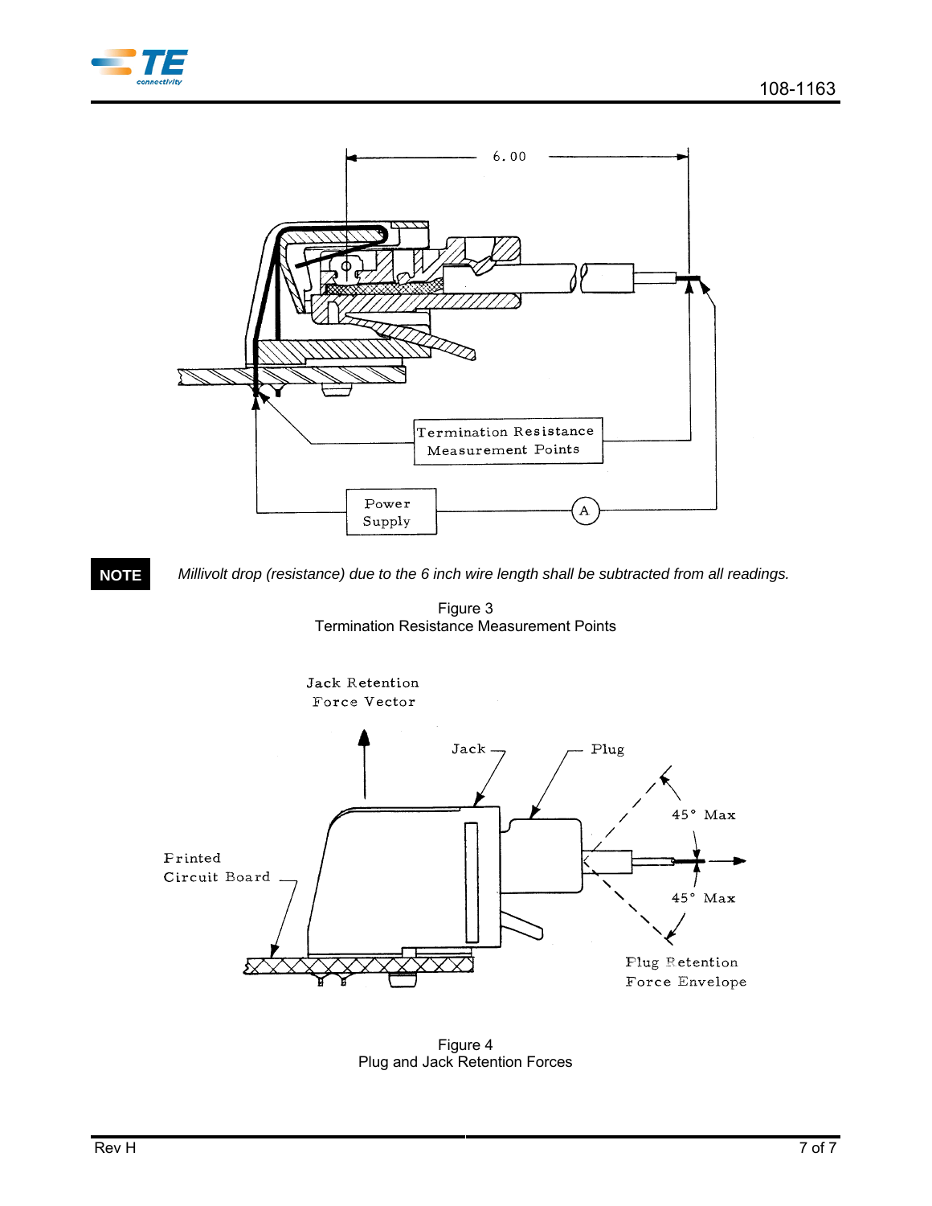6.00

Termination Resistance Measurement Points

Power Supply

A

**NOTE** *Millivolt drop (resistance) due to the 6 inch wire length shall be subtracted from all readings.*

Figure 3
Termination Resistance Measurement Points

Jack Retention Force Vector

Jack

Plug

45° Max

45° Max

Printed Circuit Board

Plug Retention Force Envelope

Figure 4
Plug and Jack Retention Forces